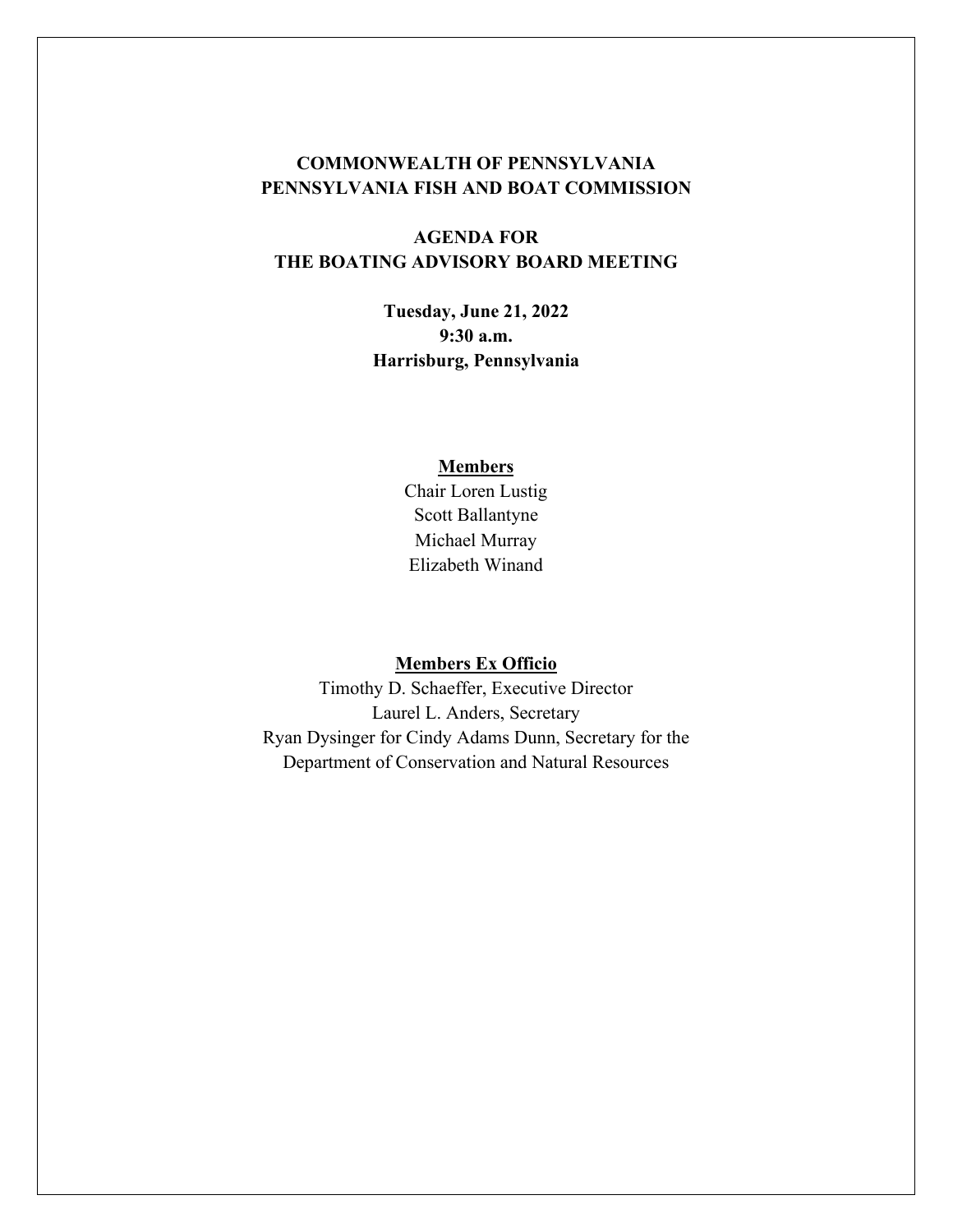# COMMONWEALTH OF PENNSYLVANIA
# PENNSYLVANIA FISH AND BOAT COMMISSION

## AGENDA FOR
## THE BOATING ADVISORY BOARD MEETING

**Tuesday, June 21, 2022**
**9:30 a.m.**
**Harrisburg, Pennsylvania**

**Members**

Chair Loren Lustig
Scott Ballantyne
Michael Murray
Elizabeth Winand

**Members Ex Officio**

Timothy D. Schaeffer, Executive Director
Laurel L. Anders, Secretary
Ryan Dysinger for Cindy Adams Dunn, Secretary for the Department of Conservation and Natural Resources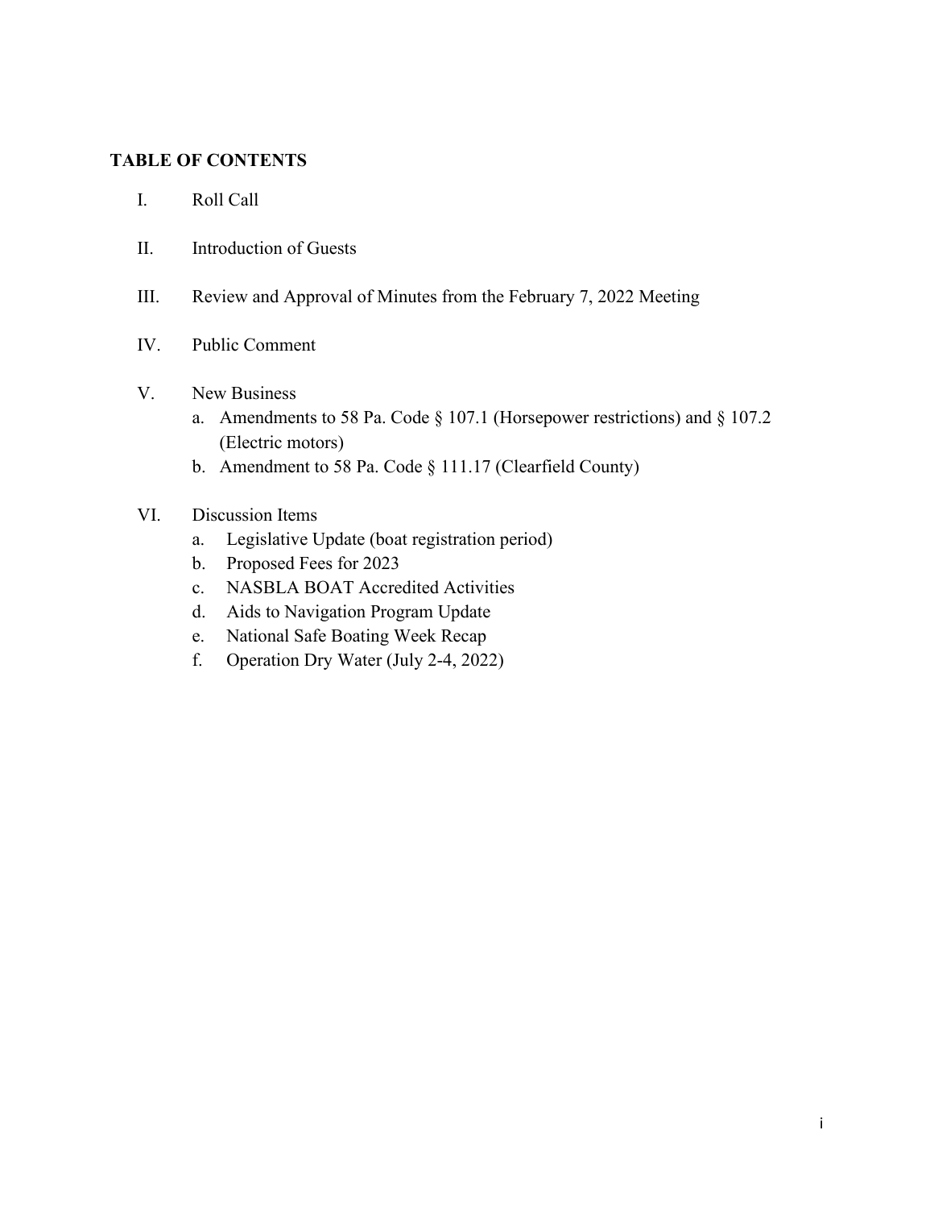**TABLE OF CONTENTS**

I. Roll Call

II. Introduction of Guests

III. Review and Approval of Minutes from the February 7, 2022 Meeting

IV. Public Comment

V. New Business
   a. Amendments to 58 Pa. Code § 107.1 (Horsepower restrictions) and § 107.2 (Electric motors)
   b. Amendment to 58 Pa. Code § 111.17 (Clearfield County)

VI. Discussion Items
   a. Legislative Update (boat registration period)
   b. Proposed Fees for 2023
   c. NASBLA BOAT Accredited Activities
   d. Aids to Navigation Program Update
   e. National Safe Boating Week Recap
   f. Operation Dry Water (July 2-4, 2022)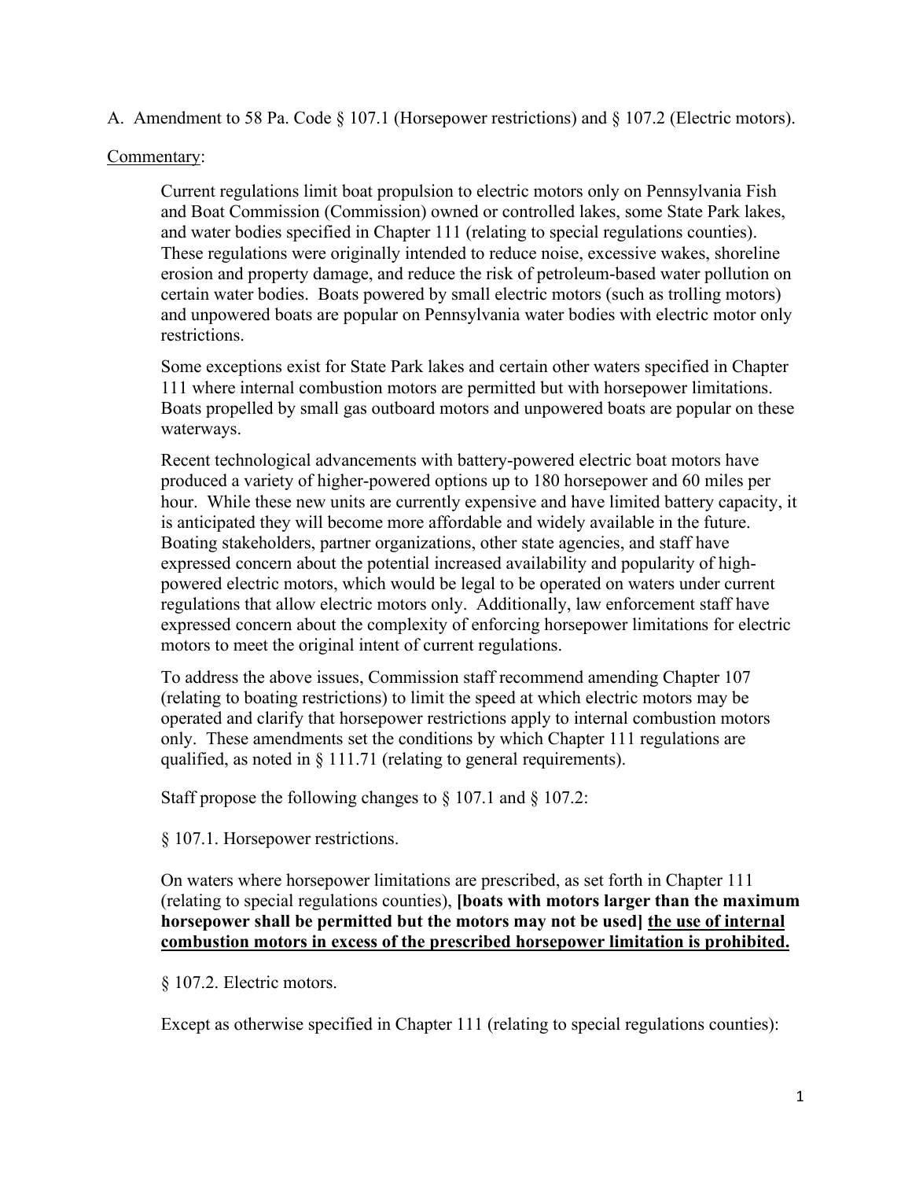A. Amendment to 58 Pa. Code § 107.1 (Horsepower restrictions) and § 107.2 (Electric motors).

<u>Commentary</u>:

Current regulations limit boat propulsion to electric motors only on Pennsylvania Fish and Boat Commission (Commission) owned or controlled lakes, some State Park lakes, and water bodies specified in Chapter 111 (relating to special regulations counties). These regulations were originally intended to reduce noise, excessive wakes, shoreline erosion and property damage, and reduce the risk of petroleum-based water pollution on certain water bodies. Boats powered by small electric motors (such as trolling motors) and unpowered boats are popular on Pennsylvania water bodies with electric motor only restrictions.

Some exceptions exist for State Park lakes and certain other waters specified in Chapter 111 where internal combustion motors are permitted but with horsepower limitations. Boats propelled by small gas outboard motors and unpowered boats are popular on these waterways.

Recent technological advancements with battery-powered electric boat motors have produced a variety of higher-powered options up to 180 horsepower and 60 miles per hour. While these new units are currently expensive and have limited battery capacity, it is anticipated they will become more affordable and widely available in the future. Boating stakeholders, partner organizations, other state agencies, and staff have expressed concern about the potential increased availability and popularity of high-powered electric motors, which would be legal to be operated on waters under current regulations that allow electric motors only. Additionally, law enforcement staff have expressed concern about the complexity of enforcing horsepower limitations for electric motors to meet the original intent of current regulations.

To address the above issues, Commission staff recommend amending Chapter 107 (relating to boating restrictions) to limit the speed at which electric motors may be operated and clarify that horsepower restrictions apply to internal combustion motors only. These amendments set the conditions by which Chapter 111 regulations are qualified, as noted in § 111.71 (relating to general requirements).

Staff propose the following changes to § 107.1 and § 107.2:

§ 107.1. Horsepower restrictions.

On waters where horsepower limitations are prescribed, as set forth in Chapter 111 (relating to special regulations counties), **[boats with motors larger than the maximum horsepower shall be permitted but the motors may not be used]** <u>**the use of internal combustion motors in excess of the prescribed horsepower limitation is prohibited.**</u>

§ 107.2. Electric motors.

Except as otherwise specified in Chapter 111 (relating to special regulations counties):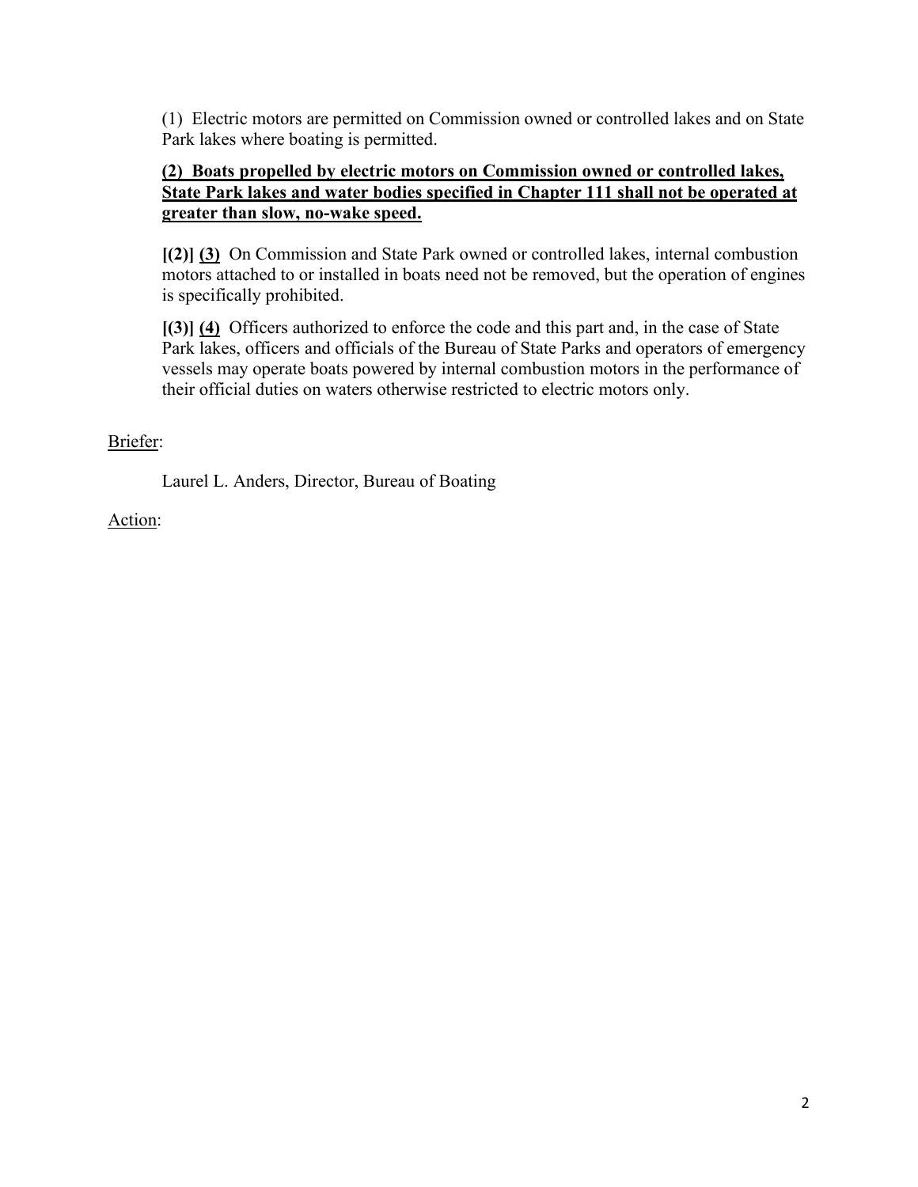(1) Electric motors are permitted on Commission owned or controlled lakes and on State Park lakes where boating is permitted.

**<u>(2) Boats propelled by electric motors on Commission owned or controlled lakes, State Park lakes and water bodies specified in Chapter 111 shall not be operated at greater than slow, no-wake speed.</u>**

**[(2)]** **<u>(3)</u>** On Commission and State Park owned or controlled lakes, internal combustion motors attached to or installed in boats need not be removed, but the operation of engines is specifically prohibited.

**[(3)]** **<u>(4)</u>** Officers authorized to enforce the code and this part and, in the case of State Park lakes, officers and officials of the Bureau of State Parks and operators of emergency vessels may operate boats powered by internal combustion motors in the performance of their official duties on waters otherwise restricted to electric motors only.

<u>Briefer</u>:

Laurel L. Anders, Director, Bureau of Boating

<u>Action</u>: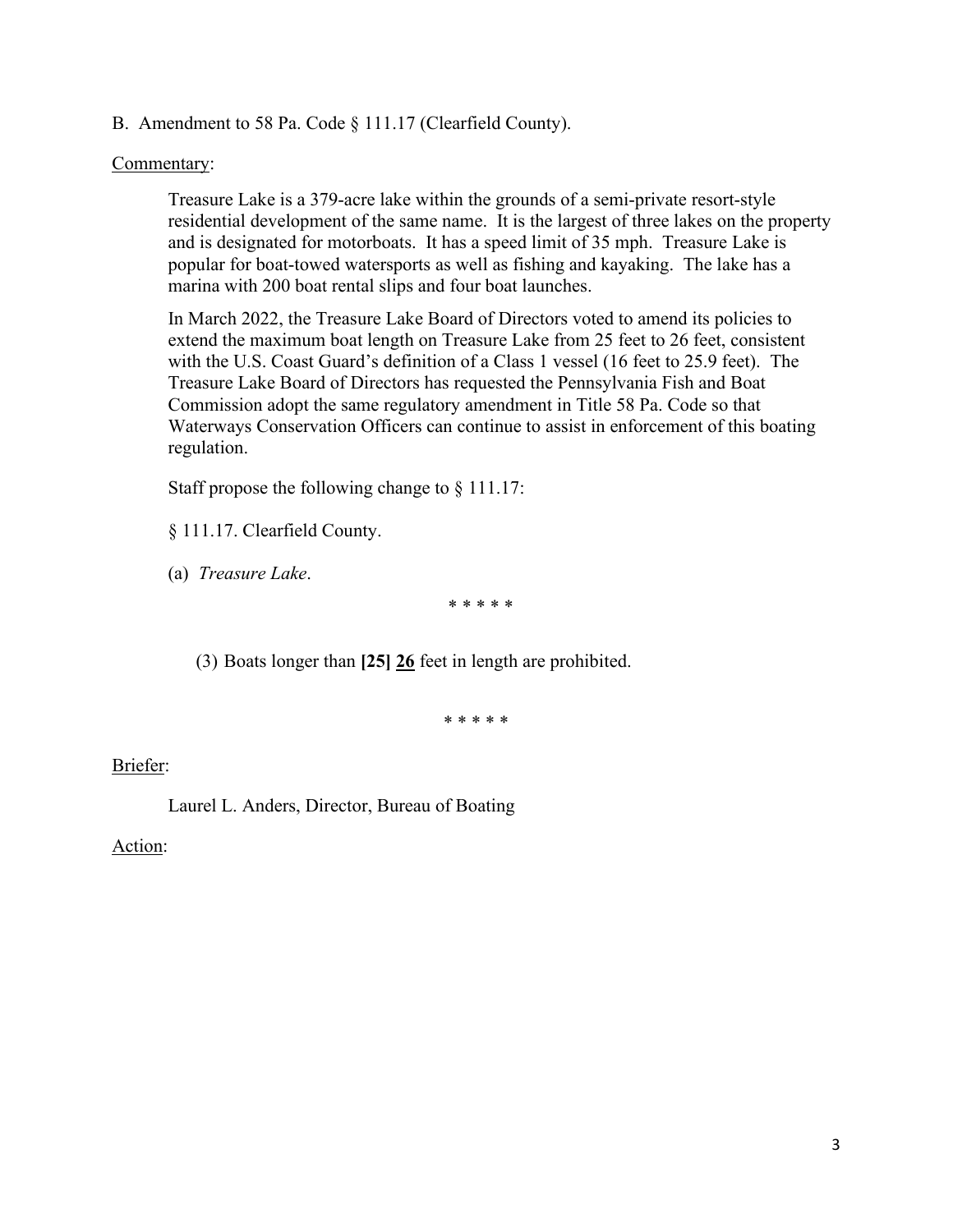B. Amendment to 58 Pa. Code § 111.17 (Clearfield County).

Commentary:

Treasure Lake is a 379-acre lake within the grounds of a semi-private resort-style residential development of the same name. It is the largest of three lakes on the property and is designated for motorboats. It has a speed limit of 35 mph. Treasure Lake is popular for boat-towed watersports as well as fishing and kayaking. The lake has a marina with 200 boat rental slips and four boat launches.

In March 2022, the Treasure Lake Board of Directors voted to amend its policies to extend the maximum boat length on Treasure Lake from 25 feet to 26 feet, consistent with the U.S. Coast Guard's definition of a Class 1 vessel (16 feet to 25.9 feet). The Treasure Lake Board of Directors has requested the Pennsylvania Fish and Boat Commission adopt the same regulatory amendment in Title 58 Pa. Code so that Waterways Conservation Officers can continue to assist in enforcement of this boating regulation.

Staff propose the following change to § 111.17:

§ 111.17. Clearfield County.

(a) *Treasure Lake*.

\* \* \* \* \*

(3) Boats longer than **[25]** <u>**26**</u> feet in length are prohibited.

\* \* \* \* \*

Briefer:

Laurel L. Anders, Director, Bureau of Boating

Action: